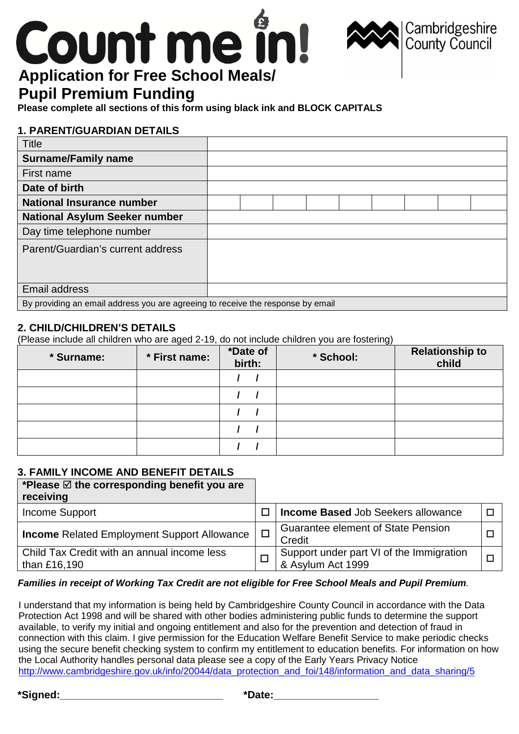# Count me in!

Cambridgeshire County Council

## Application for Free School Meals/ Pupil Premium Funding

**Please complete all sections of this form using black ink and BLOCK CAPITALS**

### 1. PARENT/GUARDIAN DETAILS

| | |
|---|---|
| Title | |
| **Surname/Family name** | |
| First name | |
| **Date of birth** | |
| **National Insurance number** | |
| **National Asylum Seeker number** | |
| Day time telephone number | |
| Parent/Guardian's current address | |
| Email address | |
| By providing an email address you are agreeing to receive the response by email | |

### 2. CHILD/CHILDREN'S DETAILS

(Please include all children who are aged 2-19, do not include children you are fostering)

| * Surname: | * First name: | *Date of birth: | * School: | Relationship to child |
|---|---|---|---|---|
| | | / / | | |
| | | / / | | |
| | | / / | | |
| | | / / | | |
| | | / / | | |

### 3. FAMILY INCOME AND BENEFIT DETAILS

| *Please ☑ the corresponding benefit you are receiving | | | |
|---|---|---|---|
| Income Support | ☐ | **Income Based** Job Seekers allowance | ☐ |
| **Income** Related Employment Support Allowance | ☐ | Guarantee element of State Pension Credit | ☐ |
| Child Tax Credit with an annual income less than £16,190 | ☐ | Support under part VI of the Immigration & Asylum Act 1999 | ☐ |

***Families in receipt of Working Tax Credit are not eligible for Free School Meals and Pupil Premium.***

I understand that my information is being held by Cambridgeshire County Council in accordance with the Data Protection Act 1998 and will be shared with other bodies administering public funds to determine the support available, to verify my initial and ongoing entitlement and also for the prevention and detection of fraud in connection with this claim. I give permission for the Education Welfare Benefit Service to make periodic checks using the secure benefit checking system to confirm my entitlement to education benefits. For information on how the Local Authority handles personal data please see a copy of the Early Years Privacy Notice http://www.cambridgeshire.gov.uk/info/20044/data_protection_and_foi/148/information_and_data_sharing/5

**\*Signed:**______________________________ **\*Date:**__________________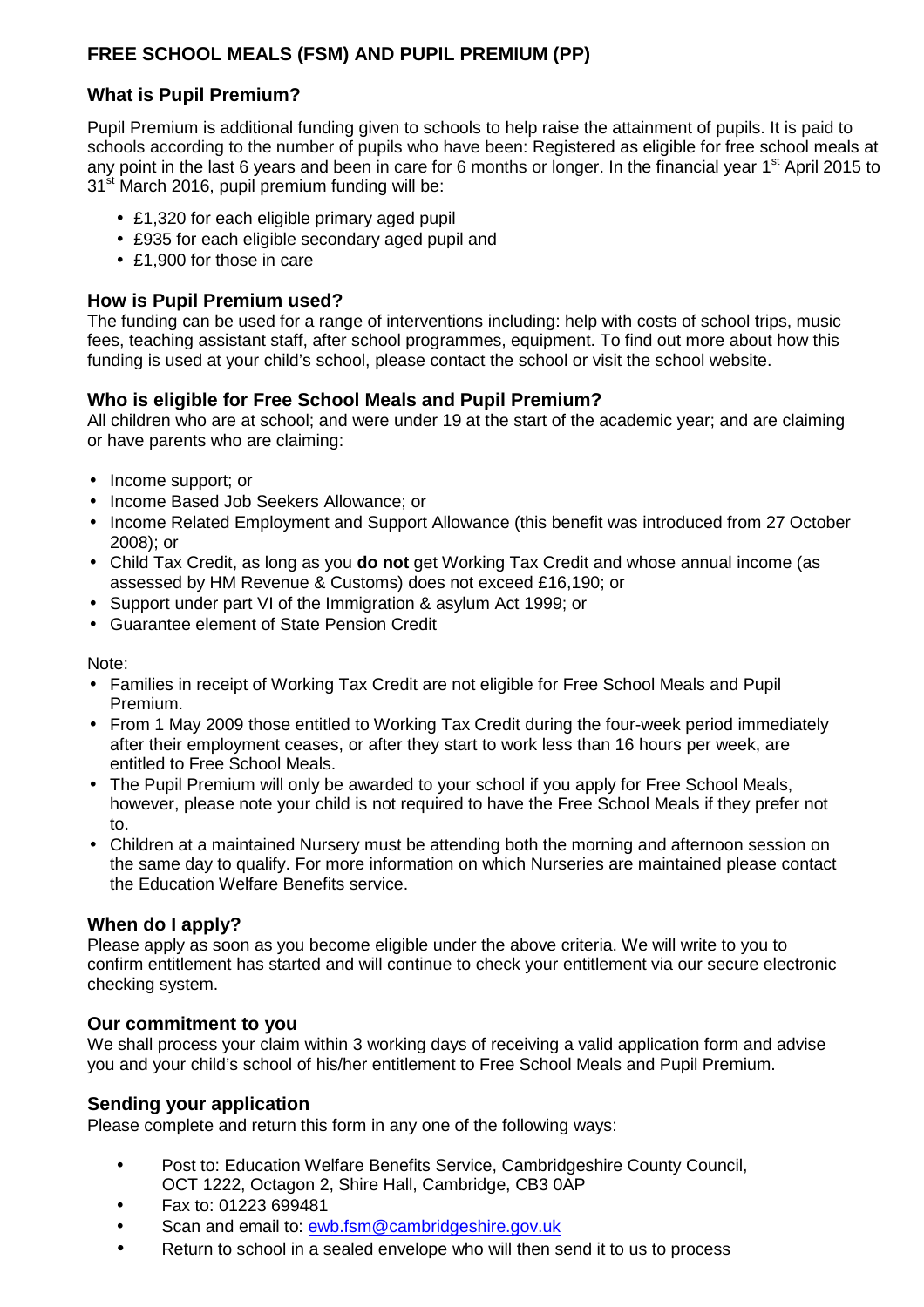# FREE SCHOOL MEALS (FSM) AND PUPIL PREMIUM (PP)

## What is Pupil Premium?

Pupil Premium is additional funding given to schools to help raise the attainment of pupils. It is paid to schools according to the number of pupils who have been: Registered as eligible for free school meals at any point in the last 6 years and been in care for 6 months or longer. In the financial year 1st April 2015 to 31st March 2016, pupil premium funding will be:

- £1,320 for each eligible primary aged pupil
- £935 for each eligible secondary aged pupil and
- £1,900 for those in care

## How is Pupil Premium used?

The funding can be used for a range of interventions including: help with costs of school trips, music fees, teaching assistant staff, after school programmes, equipment. To find out more about how this funding is used at your child's school, please contact the school or visit the school website.

## Who is eligible for Free School Meals and Pupil Premium?

All children who are at school; and were under 19 at the start of the academic year; and are claiming or have parents who are claiming:

- Income support; or
- Income Based Job Seekers Allowance; or
- Income Related Employment and Support Allowance (this benefit was introduced from 27 October 2008); or
- Child Tax Credit, as long as you **do not** get Working Tax Credit and whose annual income (as assessed by HM Revenue & Customs) does not exceed £16,190; or
- Support under part VI of the Immigration & asylum Act 1999; or
- Guarantee element of State Pension Credit

Note:

- Families in receipt of Working Tax Credit are not eligible for Free School Meals and Pupil Premium.
- From 1 May 2009 those entitled to Working Tax Credit during the four-week period immediately after their employment ceases, or after they start to work less than 16 hours per week, are entitled to Free School Meals.
- The Pupil Premium will only be awarded to your school if you apply for Free School Meals, however, please note your child is not required to have the Free School Meals if they prefer not to.
- Children at a maintained Nursery must be attending both the morning and afternoon session on the same day to qualify. For more information on which Nurseries are maintained please contact the Education Welfare Benefits service.

## When do I apply?

Please apply as soon as you become eligible under the above criteria. We will write to you to confirm entitlement has started and will continue to check your entitlement via our secure electronic checking system.

## Our commitment to you

We shall process your claim within 3 working days of receiving a valid application form and advise you and your child's school of his/her entitlement to Free School Meals and Pupil Premium.

## Sending your application

Please complete and return this form in any one of the following ways:

- Post to: Education Welfare Benefits Service, Cambridgeshire County Council, OCT 1222, Octagon 2, Shire Hall, Cambridge, CB3 0AP
- Fax to: 01223 699481
- Scan and email to: ewb.fsm@cambridgeshire.gov.uk
- Return to school in a sealed envelope who will then send it to us to process